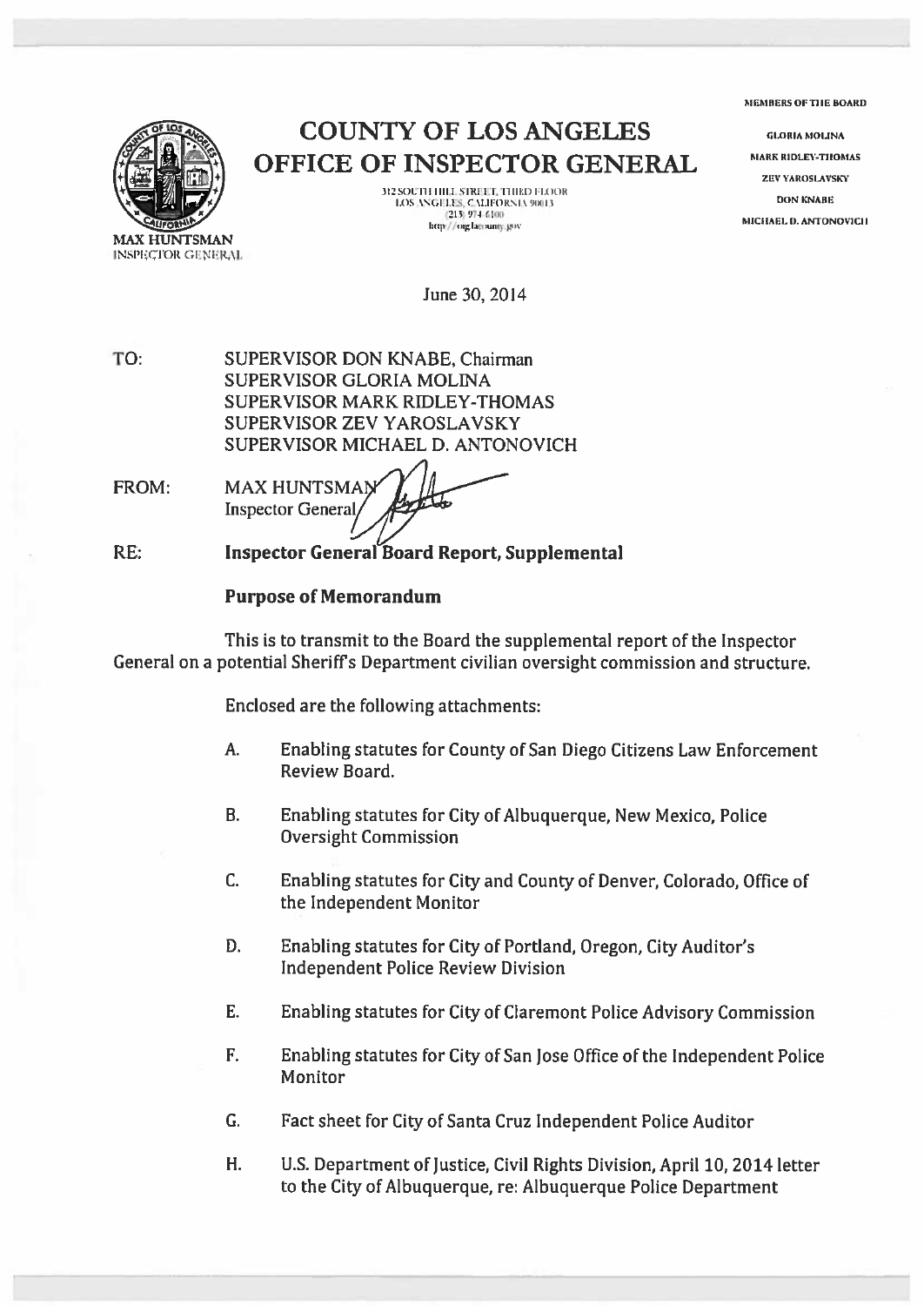# COUNTY OF LOS ANGELES
# OFFICE OF INSPECTOR GENERAL

312 SOUTH HILL STREET, THIRD FLOOR
LOS ANGELES, CALIFORNIA 90013
(213) 974-6100
http://oig.lacounty.gov

MAX HUNTSMAN
INSPECTOR GENERAL

MEMBERS OF THE BOARD

GLORIA MOLINA
MARK RIDLEY-THOMAS
ZEV YAROSLAVSKY
DON KNABE
MICHAEL D. ANTONOVICH

June 30, 2014

TO: SUPERVISOR DON KNABE, Chairman
SUPERVISOR GLORIA MOLINA
SUPERVISOR MARK RIDLEY-THOMAS
SUPERVISOR ZEV YAROSLAVSKY
SUPERVISOR MICHAEL D. ANTONOVICH

FROM: MAX HUNTSMAN
Inspector General

RE: **Inspector General Board Report, Supplemental**

**Purpose of Memorandum**

This is to transmit to the Board the supplemental report of the Inspector General on a potential Sheriff's Department civilian oversight commission and structure.

Enclosed are the following attachments:

A. Enabling statutes for County of San Diego Citizens Law Enforcement Review Board.

B. Enabling statutes for City of Albuquerque, New Mexico, Police Oversight Commission

C. Enabling statutes for City and County of Denver, Colorado, Office of the Independent Monitor

D. Enabling statutes for City of Portland, Oregon, City Auditor's Independent Police Review Division

E. Enabling statutes for City of Claremont Police Advisory Commission

F. Enabling statutes for City of San Jose Office of the Independent Police Monitor

G. Fact sheet for City of Santa Cruz Independent Police Auditor

H. U.S. Department of Justice, Civil Rights Division, April 10, 2014 letter to the City of Albuquerque, re: Albuquerque Police Department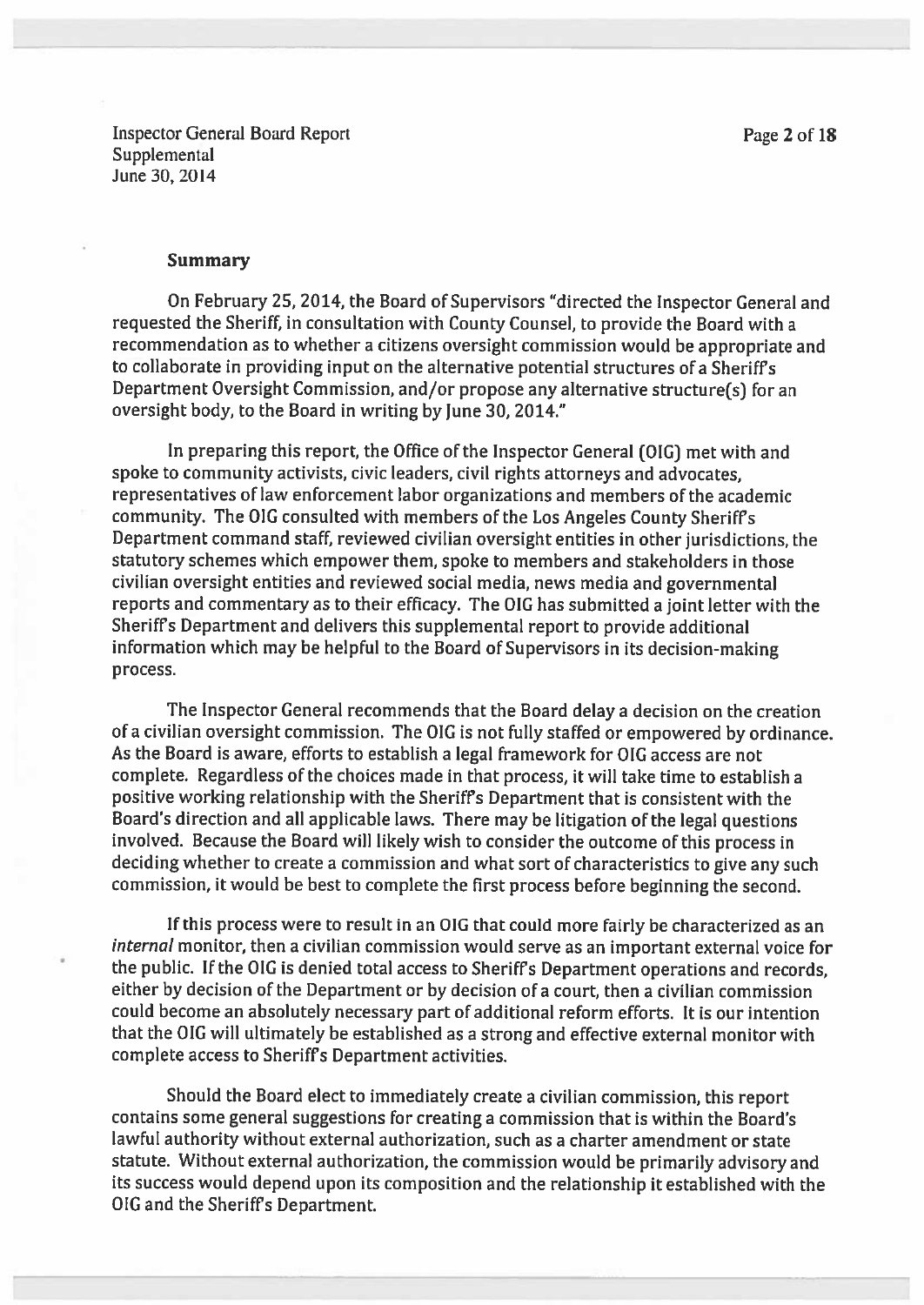## Summary

On February 25, 2014, the Board of Supervisors "directed the Inspector General and requested the Sheriff, in consultation with County Counsel, to provide the Board with a recommendation as to whether a citizens oversight commission would be appropriate and to collaborate in providing input on the alternative potential structures of a Sheriff's Department Oversight Commission, and/or propose any alternative structure(s) for an oversight body, to the Board in writing by June 30, 2014."

In preparing this report, the Office of the Inspector General (OIG) met with and spoke to community activists, civic leaders, civil rights attorneys and advocates, representatives of law enforcement labor organizations and members of the academic community. The OIG consulted with members of the Los Angeles County Sheriff's Department command staff, reviewed civilian oversight entities in other jurisdictions, the statutory schemes which empower them, spoke to members and stakeholders in those civilian oversight entities and reviewed social media, news media and governmental reports and commentary as to their efficacy. The OIG has submitted a joint letter with the Sheriff's Department and delivers this supplemental report to provide additional information which may be helpful to the Board of Supervisors in its decision-making process.

The Inspector General recommends that the Board delay a decision on the creation of a civilian oversight commission. The OIG is not fully staffed or empowered by ordinance. As the Board is aware, efforts to establish a legal framework for OIG access are not complete. Regardless of the choices made in that process, it will take time to establish a positive working relationship with the Sheriff's Department that is consistent with the Board's direction and all applicable laws. There may be litigation of the legal questions involved. Because the Board will likely wish to consider the outcome of this process in deciding whether to create a commission and what sort of characteristics to give any such commission, it would be best to complete the first process before beginning the second.

If this process were to result in an OIG that could more fairly be characterized as an *internal* monitor, then a civilian commission would serve as an important external voice for the public. If the OIG is denied total access to Sheriff's Department operations and records, either by decision of the Department or by decision of a court, then a civilian commission could become an absolutely necessary part of additional reform efforts. It is our intention that the OIG will ultimately be established as a strong and effective external monitor with complete access to Sheriff's Department activities.

Should the Board elect to immediately create a civilian commission, this report contains some general suggestions for creating a commission that is within the Board's lawful authority without external authorization, such as a charter amendment or state statute. Without external authorization, the commission would be primarily advisory and its success would depend upon its composition and the relationship it established with the OIG and the Sheriff's Department.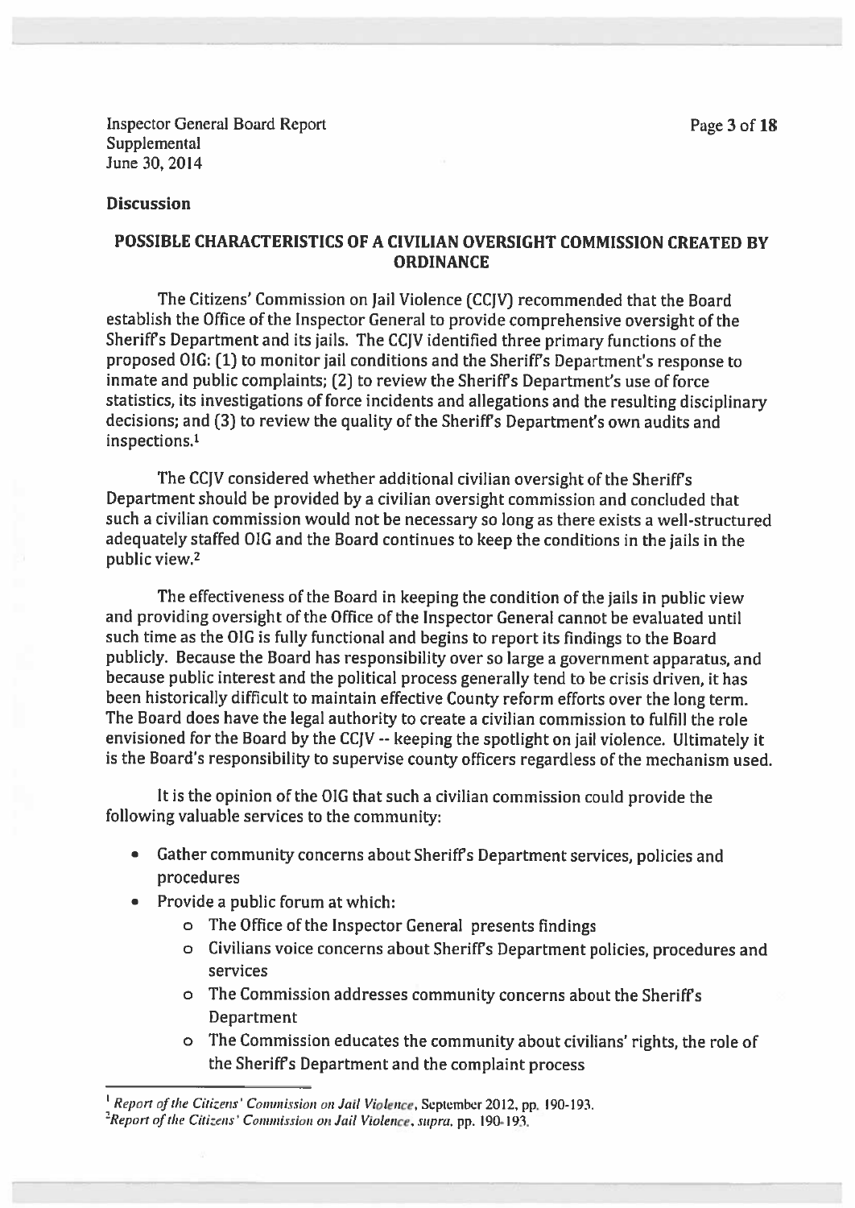**Discussion**

## POSSIBLE CHARACTERISTICS OF A CIVILIAN OVERSIGHT COMMISSION CREATED BY ORDINANCE

The Citizens' Commission on Jail Violence (CCJV) recommended that the Board establish the Office of the Inspector General to provide comprehensive oversight of the Sheriff's Department and its jails. The CCJV identified three primary functions of the proposed OIG: (1) to monitor jail conditions and the Sheriff's Department's response to inmate and public complaints; (2) to review the Sheriff's Department's use of force statistics, its investigations of force incidents and allegations and the resulting disciplinary decisions; and (3) to review the quality of the Sheriff's Department's own audits and inspections.[1]

The CCJV considered whether additional civilian oversight of the Sheriff's Department should be provided by a civilian oversight commission and concluded that such a civilian commission would not be necessary so long as there exists a well-structured adequately staffed OIG and the Board continues to keep the conditions in the jails in the public view.[2]

The effectiveness of the Board in keeping the condition of the jails in public view and providing oversight of the Office of the Inspector General cannot be evaluated until such time as the OIG is fully functional and begins to report its findings to the Board publicly. Because the Board has responsibility over so large a government apparatus, and because public interest and the political process generally tend to be crisis driven, it has been historically difficult to maintain effective County reform efforts over the long term. The Board does have the legal authority to create a civilian commission to fulfill the role envisioned for the Board by the CCJV -- keeping the spotlight on jail violence. Ultimately it is the Board's responsibility to supervise county officers regardless of the mechanism used.

It is the opinion of the OIG that such a civilian commission could provide the following valuable services to the community:

- Gather community concerns about Sheriff's Department services, policies and procedures
- Provide a public forum at which:
  - The Office of the Inspector General presents findings
  - Civilians voice concerns about Sheriff's Department policies, procedures and services
  - The Commission addresses community concerns about the Sheriff's Department
  - The Commission educates the community about civilians' rights, the role of the Sheriff's Department and the complaint process

---

[1] *Report of the Citizens' Commission on Jail Violence*, September 2012, pp. 190-193.

[2] *Report of the Citizens' Commission on Jail Violence*, *supra*, pp. 190-193.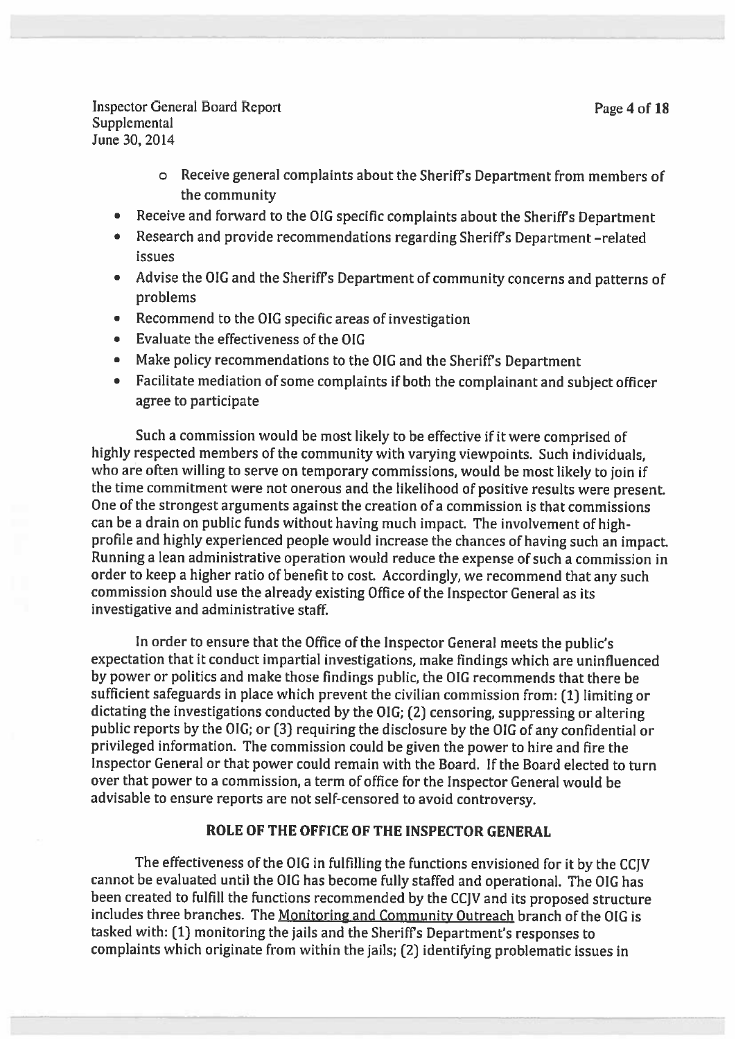- Receive general complaints about the Sheriff's Department from members of the community
- Receive and forward to the OIG specific complaints about the Sheriff's Department
- Research and provide recommendations regarding Sheriff's Department -related issues
- Advise the OIG and the Sheriff's Department of community concerns and patterns of problems
- Recommend to the OIG specific areas of investigation
- Evaluate the effectiveness of the OIG
- Make policy recommendations to the OIG and the Sheriff's Department
- Facilitate mediation of some complaints if both the complainant and subject officer agree to participate

Such a commission would be most likely to be effective if it were comprised of highly respected members of the community with varying viewpoints. Such individuals, who are often willing to serve on temporary commissions, would be most likely to join if the time commitment were not onerous and the likelihood of positive results were present. One of the strongest arguments against the creation of a commission is that commissions can be a drain on public funds without having much impact. The involvement of high-profile and highly experienced people would increase the chances of having such an impact. Running a lean administrative operation would reduce the expense of such a commission in order to keep a higher ratio of benefit to cost. Accordingly, we recommend that any such commission should use the already existing Office of the Inspector General as its investigative and administrative staff.

In order to ensure that the Office of the Inspector General meets the public's expectation that it conduct impartial investigations, make findings which are uninfluenced by power or politics and make those findings public, the OIG recommends that there be sufficient safeguards in place which prevent the civilian commission from: (1) limiting or dictating the investigations conducted by the OIG; (2) censoring, suppressing or altering public reports by the OIG; or (3) requiring the disclosure by the OIG of any confidential or privileged information. The commission could be given the power to hire and fire the Inspector General or that power could remain with the Board. If the Board elected to turn over that power to a commission, a term of office for the Inspector General would be advisable to ensure reports are not self-censored to avoid controversy.

## ROLE OF THE OFFICE OF THE INSPECTOR GENERAL

The effectiveness of the OIG in fulfilling the functions envisioned for it by the CCJV cannot be evaluated until the OIG has become fully staffed and operational. The OIG has been created to fulfill the functions recommended by the CCJV and its proposed structure includes three branches. The Monitoring and Community Outreach branch of the OIG is tasked with: (1) monitoring the jails and the Sheriff's Department's responses to complaints which originate from within the jails; (2) identifying problematic issues in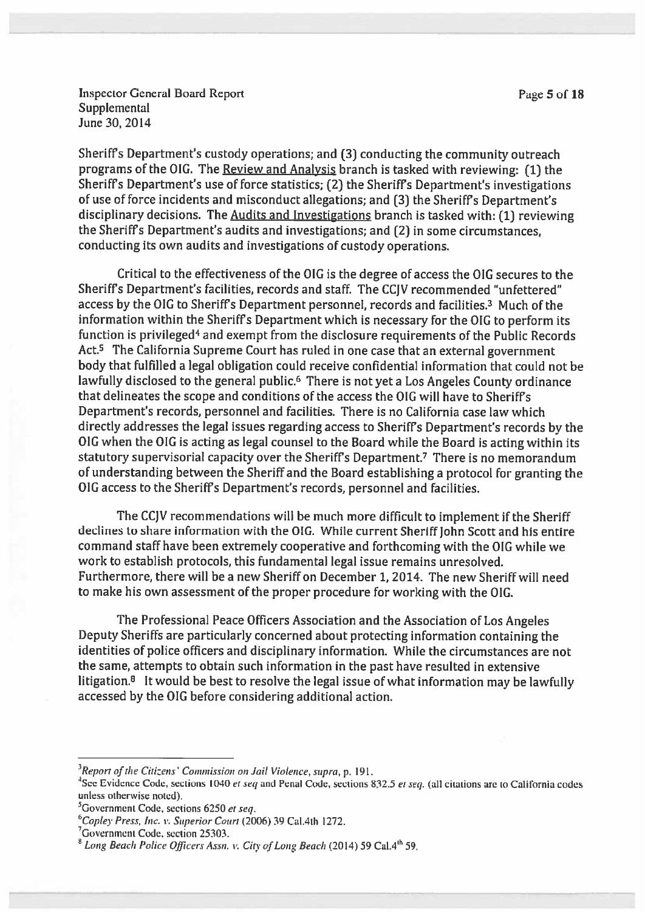Sheriff's Department's custody operations; and (3) conducting the community outreach programs of the OIG. The Review and Analysis branch is tasked with reviewing: (1) the Sheriff's Department's use of force statistics; (2) the Sheriff's Department's investigations of use of force incidents and misconduct allegations; and (3) the Sheriff's Department's disciplinary decisions. The Audits and Investigations branch is tasked with: (1) reviewing the Sheriff's Department's audits and investigations; and (2) in some circumstances, conducting its own audits and investigations of custody operations.

Critical to the effectiveness of the OIG is the degree of access the OIG secures to the Sheriff's Department's facilities, records and staff. The CCJV recommended "unfettered" access by the OIG to Sheriff's Department personnel, records and facilities.[3] Much of the information within the Sheriff's Department which is necessary for the OIG to perform its function is privileged[4] and exempt from the disclosure requirements of the Public Records Act.[5] The California Supreme Court has ruled in one case that an external government body that fulfilled a legal obligation could receive confidential information that could not be lawfully disclosed to the general public.[6] There is not yet a Los Angeles County ordinance that delineates the scope and conditions of the access the OIG will have to Sheriff's Department's records, personnel and facilities. There is no California case law which directly addresses the legal issues regarding access to Sheriff's Department's records by the OIG when the OIG is acting as legal counsel to the Board while the Board is acting within its statutory supervisorial capacity over the Sheriff's Department.[7] There is no memorandum of understanding between the Sheriff and the Board establishing a protocol for granting the OIG access to the Sheriff's Department's records, personnel and facilities.

The CCJV recommendations will be much more difficult to implement if the Sheriff declines to share information with the OIG. While current Sheriff John Scott and his entire command staff have been extremely cooperative and forthcoming with the OIG while we work to establish protocols, this fundamental legal issue remains unresolved. Furthermore, there will be a new Sheriff on December 1, 2014. The new Sheriff will need to make his own assessment of the proper procedure for working with the OIG.

The Professional Peace Officers Association and the Association of Los Angeles Deputy Sheriffs are particularly concerned about protecting information containing the identities of police officers and disciplinary information. While the circumstances are not the same, attempts to obtain such information in the past have resulted in extensive litigation.[8] It would be best to resolve the legal issue of what information may be lawfully accessed by the OIG before considering additional action.

---

[3] *Report of the Citizens' Commission on Jail Violence, supra*, p. 191.

[4] See Evidence Code, sections 1040 *et seq* and Penal Code, sections 832.5 *et seq*. (all citations are to California codes unless otherwise noted).

[5] Government Code, sections 6250 *et seq*.

[6] *Copley Press, Inc. v. Superior Court* (2006) 39 Cal.4th 1272.

[7] Government Code, section 25303.

[8] *Long Beach Police Officers Assn. v. City of Long Beach* (2014) 59 Cal.4th 59.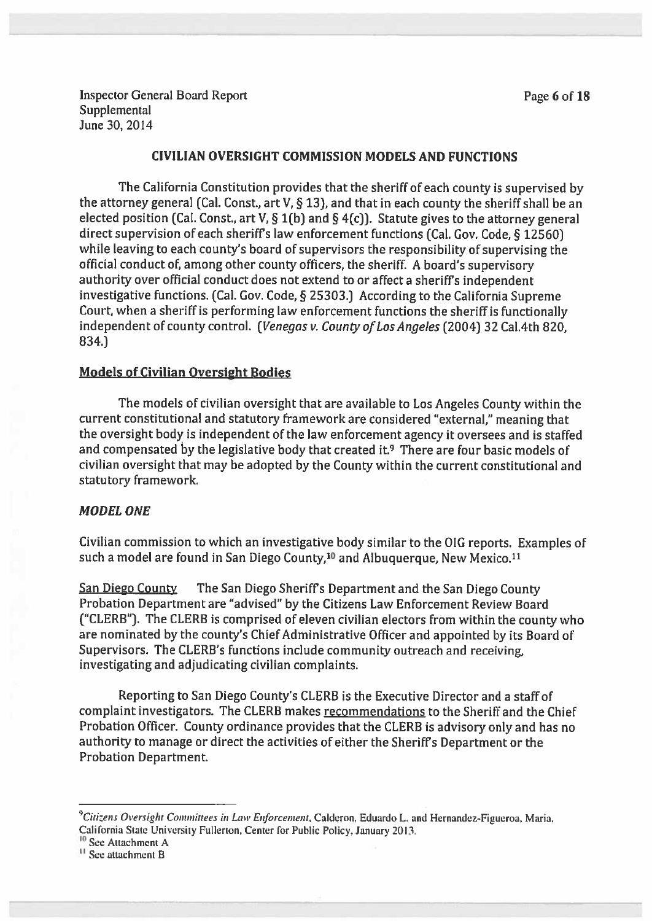## CIVILIAN OVERSIGHT COMMISSION MODELS AND FUNCTIONS

The California Constitution provides that the sheriff of each county is supervised by the attorney general (Cal. Const., art V, § 13), and that in each county the sheriff shall be an elected position (Cal. Const., art V, § 1(b) and § 4(c)). Statute gives to the attorney general direct supervision of each sheriff's law enforcement functions (Cal. Gov. Code, § 12560) while leaving to each county's board of supervisors the responsibility of supervising the official conduct of, among other county officers, the sheriff. A board's supervisory authority over official conduct does not extend to or affect a sheriff's independent investigative functions. (Cal. Gov. Code, § 25303.) According to the California Supreme Court, when a sheriff is performing law enforcement functions the sheriff is functionally independent of county control. (*Venegas v. County of Los Angeles* (2004) 32 Cal.4th 820, 834.)

### Models of Civilian Oversight Bodies

The models of civilian oversight that are available to Los Angeles County within the current constitutional and statutory framework are considered "external," meaning that the oversight body is independent of the law enforcement agency it oversees and is staffed and compensated by the legislative body that created it.[9] There are four basic models of civilian oversight that may be adopted by the County within the current constitutional and statutory framework.

### *MODEL ONE*

Civilian commission to which an investigative body similar to the OIG reports. Examples of such a model are found in San Diego County,[10] and Albuquerque, New Mexico.[11]

San Diego County The San Diego Sheriff's Department and the San Diego County Probation Department are "advised" by the Citizens Law Enforcement Review Board ("CLERB"). The CLERB is comprised of eleven civilian electors from within the county who are nominated by the county's Chief Administrative Officer and appointed by its Board of Supervisors. The CLERB's functions include community outreach and receiving, investigating and adjudicating civilian complaints.

Reporting to San Diego County's CLERB is the Executive Director and a staff of complaint investigators. The CLERB makes recommendations to the Sheriff and the Chief Probation Officer. County ordinance provides that the CLERB is advisory only and has no authority to manage or direct the activities of either the Sheriff's Department or the Probation Department.

---

[9] *Citizens Oversight Committees in Law Enforcement*, Calderon, Eduardo L. and Hernandez-Figueroa, Maria, California State University Fullerton, Center for Public Policy, January 2013.

[10] See Attachment A

[11] See attachment B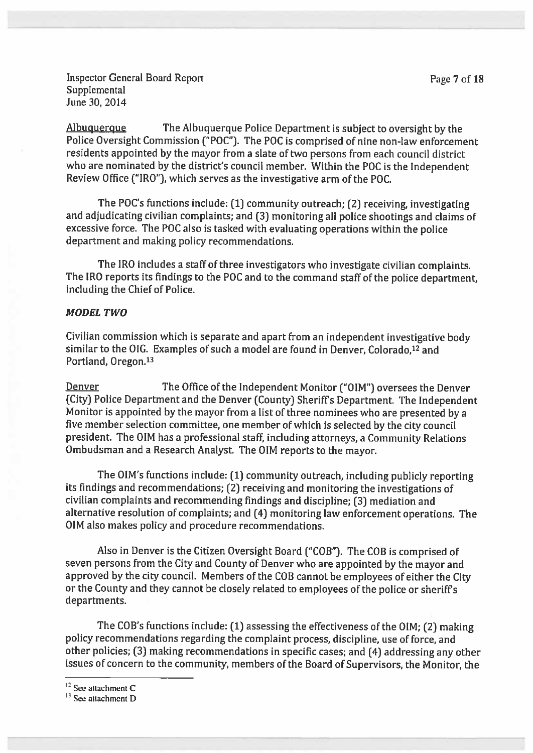Albuquerque The Albuquerque Police Department is subject to oversight by the Police Oversight Commission ("POC"). The POC is comprised of nine non-law enforcement residents appointed by the mayor from a slate of two persons from each council district who are nominated by the district's council member. Within the POC is the Independent Review Office ("IRO"), which serves as the investigative arm of the POC.

The POC's functions include: (1) community outreach; (2) receiving, investigating and adjudicating civilian complaints; and (3) monitoring all police shootings and claims of excessive force. The POC also is tasked with evaluating operations within the police department and making policy recommendations.

The IRO includes a staff of three investigators who investigate civilian complaints. The IRO reports its findings to the POC and to the command staff of the police department, including the Chief of Police.

***MODEL TWO***

Civilian commission which is separate and apart from an independent investigative body similar to the OIG. Examples of such a model are found in Denver, Colorado,[12] and Portland, Oregon.[13]

Denver The Office of the Independent Monitor ("OIM") oversees the Denver (City) Police Department and the Denver (County) Sheriff's Department. The Independent Monitor is appointed by the mayor from a list of three nominees who are presented by a five member selection committee, one member of which is selected by the city council president. The OIM has a professional staff, including attorneys, a Community Relations Ombudsman and a Research Analyst. The OIM reports to the mayor.

The OIM's functions include: (1) community outreach, including publicly reporting its findings and recommendations; (2) receiving and monitoring the investigations of civilian complaints and recommending findings and discipline; (3) mediation and alternative resolution of complaints; and (4) monitoring law enforcement operations. The OIM also makes policy and procedure recommendations.

Also in Denver is the Citizen Oversight Board ("COB"). The COB is comprised of seven persons from the City and County of Denver who are appointed by the mayor and approved by the city council. Members of the COB cannot be employees of either the City or the County and they cannot be closely related to employees of the police or sheriff's departments.

The COB's functions include: (1) assessing the effectiveness of the OIM; (2) making policy recommendations regarding the complaint process, discipline, use of force, and other policies; (3) making recommendations in specific cases; and (4) addressing any other issues of concern to the community, members of the Board of Supervisors, the Monitor, the

[12] See attachment C

[13] See attachment D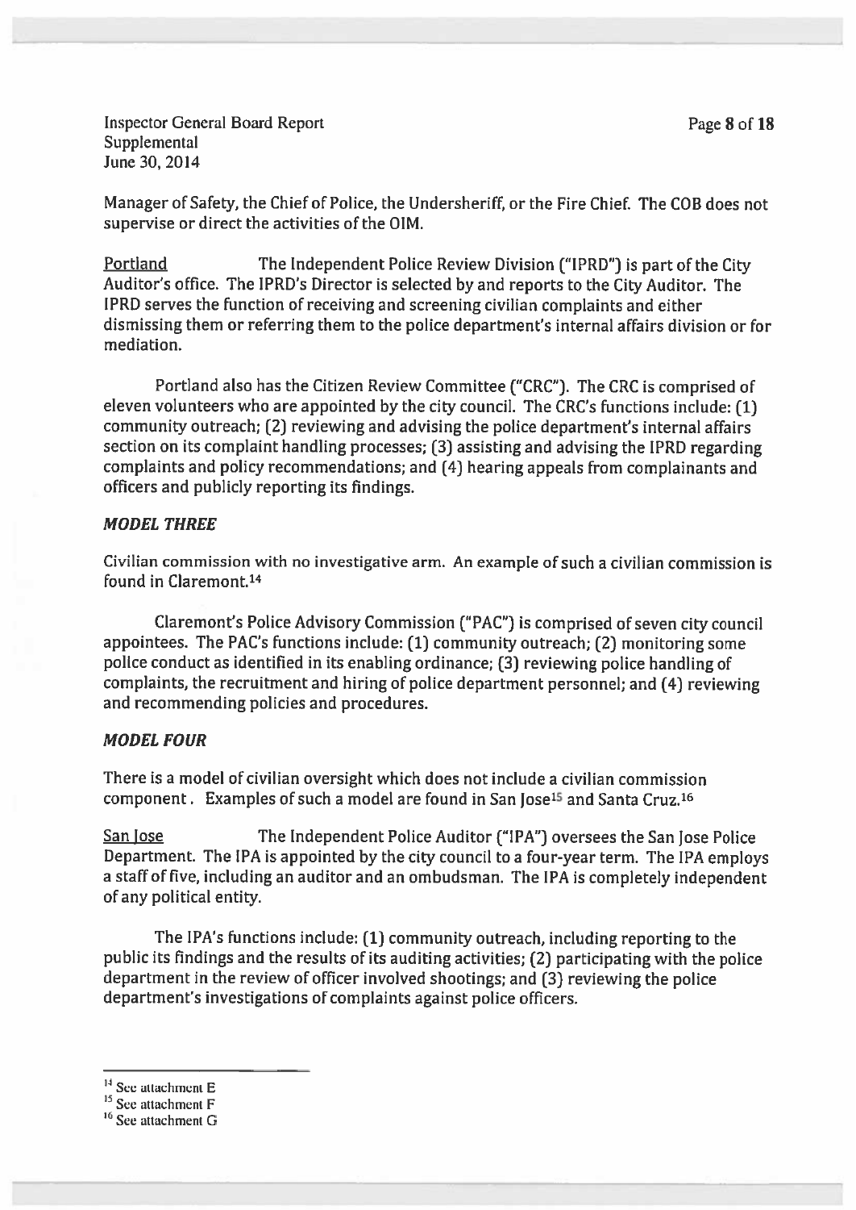Manager of Safety, the Chief of Police, the Undersheriff, or the Fire Chief. The COB does not supervise or direct the activities of the OIM.

Portland The Independent Police Review Division ("IPRD") is part of the City Auditor's office. The IPRD's Director is selected by and reports to the City Auditor. The IPRD serves the function of receiving and screening civilian complaints and either dismissing them or referring them to the police department's internal affairs division or for mediation.

Portland also has the Citizen Review Committee ("CRC"). The CRC is comprised of eleven volunteers who are appointed by the city council. The CRC's functions include: (1) community outreach; (2) reviewing and advising the police department's internal affairs section on its complaint handling processes; (3) assisting and advising the IPRD regarding complaints and policy recommendations; and (4) hearing appeals from complainants and officers and publicly reporting its findings.

### *MODEL THREE*

Civilian commission with no investigative arm. An example of such a civilian commission is found in Claremont.[14]

Claremont's Police Advisory Commission ("PAC") is comprised of seven city council appointees. The PAC's functions include: (1) community outreach; (2) monitoring some police conduct as identified in its enabling ordinance; (3) reviewing police handling of complaints, the recruitment and hiring of police department personnel; and (4) reviewing and recommending policies and procedures.

### *MODEL FOUR*

There is a model of civilian oversight which does not include a civilian commission component . Examples of such a model are found in San Jose[15] and Santa Cruz.[16]

San Jose The Independent Police Auditor ("IPA") oversees the San Jose Police Department. The IPA is appointed by the city council to a four-year term. The IPA employs a staff of five, including an auditor and an ombudsman. The IPA is completely independent of any political entity.

The IPA's functions include: (1) community outreach, including reporting to the public its findings and the results of its auditing activities; (2) participating with the police department in the review of officer involved shootings; and (3) reviewing the police department's investigations of complaints against police officers.

---

[14] See attachment E

[15] See attachment F

[16] See attachment G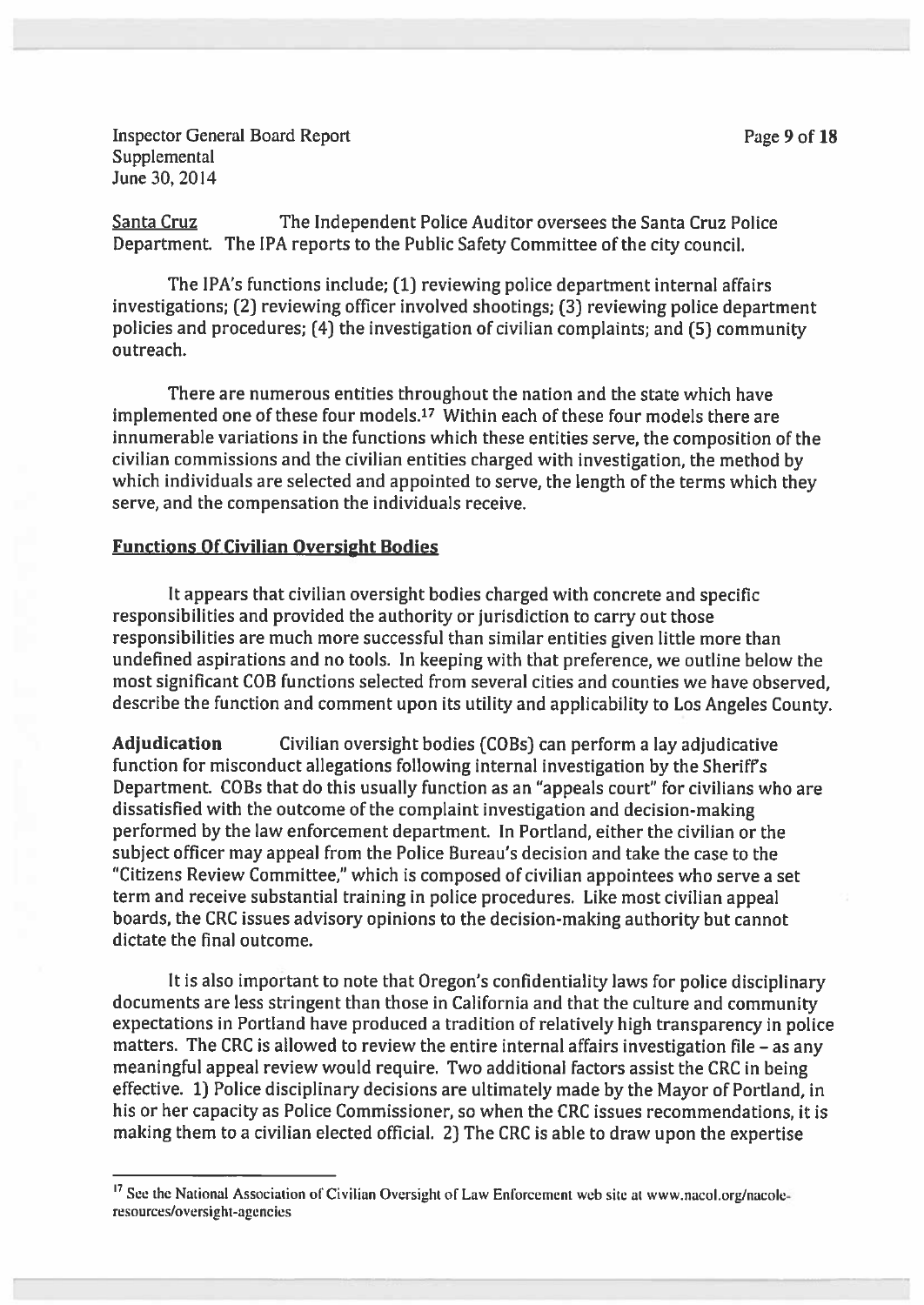<u>Santa Cruz</u> The Independent Police Auditor oversees the Santa Cruz Police Department. The IPA reports to the Public Safety Committee of the city council.

The IPA's functions include; (1) reviewing police department internal affairs investigations; (2) reviewing officer involved shootings; (3) reviewing police department policies and procedures; (4) the investigation of civilian complaints; and (5) community outreach.

There are numerous entities throughout the nation and the state which have implemented one of these four models.[17] Within each of these four models there are innumerable variations in the functions which these entities serve, the composition of the civilian commissions and the civilian entities charged with investigation, the method by which individuals are selected and appointed to serve, the length of the terms which they serve, and the compensation the individuals receive.

## Functions Of Civilian Oversight Bodies

It appears that civilian oversight bodies charged with concrete and specific responsibilities and provided the authority or jurisdiction to carry out those responsibilities are much more successful than similar entities given little more than undefined aspirations and no tools. In keeping with that preference, we outline below the most significant COB functions selected from several cities and counties we have observed, describe the function and comment upon its utility and applicability to Los Angeles County.

**Adjudication** Civilian oversight bodies (COBs) can perform a lay adjudicative function for misconduct allegations following internal investigation by the Sheriff's Department. COBs that do this usually function as an "appeals court" for civilians who are dissatisfied with the outcome of the complaint investigation and decision-making performed by the law enforcement department. In Portland, either the civilian or the subject officer may appeal from the Police Bureau's decision and take the case to the "Citizens Review Committee," which is composed of civilian appointees who serve a set term and receive substantial training in police procedures. Like most civilian appeal boards, the CRC issues advisory opinions to the decision-making authority but cannot dictate the final outcome.

It is also important to note that Oregon's confidentiality laws for police disciplinary documents are less stringent than those in California and that the culture and community expectations in Portland have produced a tradition of relatively high transparency in police matters. The CRC is allowed to review the entire internal affairs investigation file – as any meaningful appeal review would require. Two additional factors assist the CRC in being effective. 1) Police disciplinary decisions are ultimately made by the Mayor of Portland, in his or her capacity as Police Commissioner, so when the CRC issues recommendations, it is making them to a civilian elected official. 2) The CRC is able to draw upon the expertise

---

[17] See the National Association of Civilian Oversight of Law Enforcement web site at www.nacol.org/nacole-resources/oversight-agencies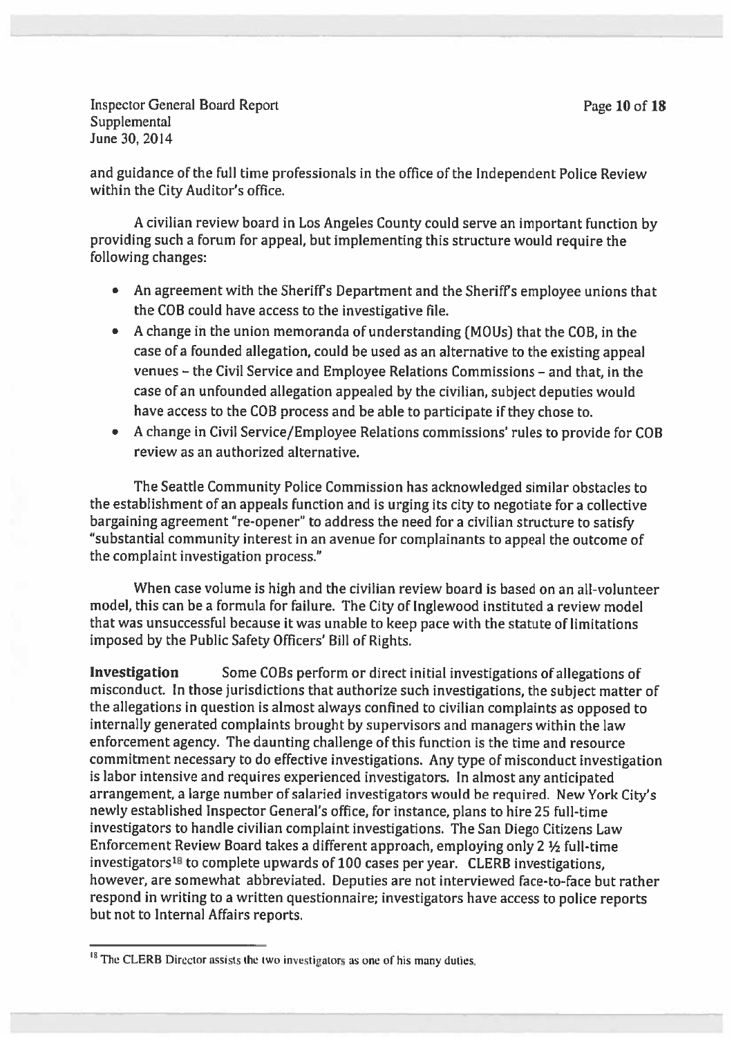and guidance of the full time professionals in the office of the Independent Police Review within the City Auditor's office.

A civilian review board in Los Angeles County could serve an important function by providing such a forum for appeal, but implementing this structure would require the following changes:

- An agreement with the Sheriff's Department and the Sheriff's employee unions that the COB could have access to the investigative file.
- A change in the union memoranda of understanding (MOUs) that the COB, in the case of a founded allegation, could be used as an alternative to the existing appeal venues – the Civil Service and Employee Relations Commissions – and that, in the case of an unfounded allegation appealed by the civilian, subject deputies would have access to the COB process and be able to participate if they chose to.
- A change in Civil Service/Employee Relations commissions' rules to provide for COB review as an authorized alternative.

The Seattle Community Police Commission has acknowledged similar obstacles to the establishment of an appeals function and is urging its city to negotiate for a collective bargaining agreement "re-opener" to address the need for a civilian structure to satisfy "substantial community interest in an avenue for complainants to appeal the outcome of the complaint investigation process."

When case volume is high and the civilian review board is based on an all-volunteer model, this can be a formula for failure. The City of Inglewood instituted a review model that was unsuccessful because it was unable to keep pace with the statute of limitations imposed by the Public Safety Officers' Bill of Rights.

**Investigation** Some COBs perform or direct initial investigations of allegations of misconduct. In those jurisdictions that authorize such investigations, the subject matter of the allegations in question is almost always confined to civilian complaints as opposed to internally generated complaints brought by supervisors and managers within the law enforcement agency. The daunting challenge of this function is the time and resource commitment necessary to do effective investigations. Any type of misconduct investigation is labor intensive and requires experienced investigators. In almost any anticipated arrangement, a large number of salaried investigators would be required. New York City's newly established Inspector General's office, for instance, plans to hire 25 full-time investigators to handle civilian complaint investigations. The San Diego Citizens Law Enforcement Review Board takes a different approach, employing only 2 ½ full-time investigators[18] to complete upwards of 100 cases per year. CLERB investigations, however, are somewhat abbreviated. Deputies are not interviewed face-to-face but rather respond in writing to a written questionnaire; investigators have access to police reports but not to Internal Affairs reports.

[18] The CLERB Director assists the two investigators as one of his many duties.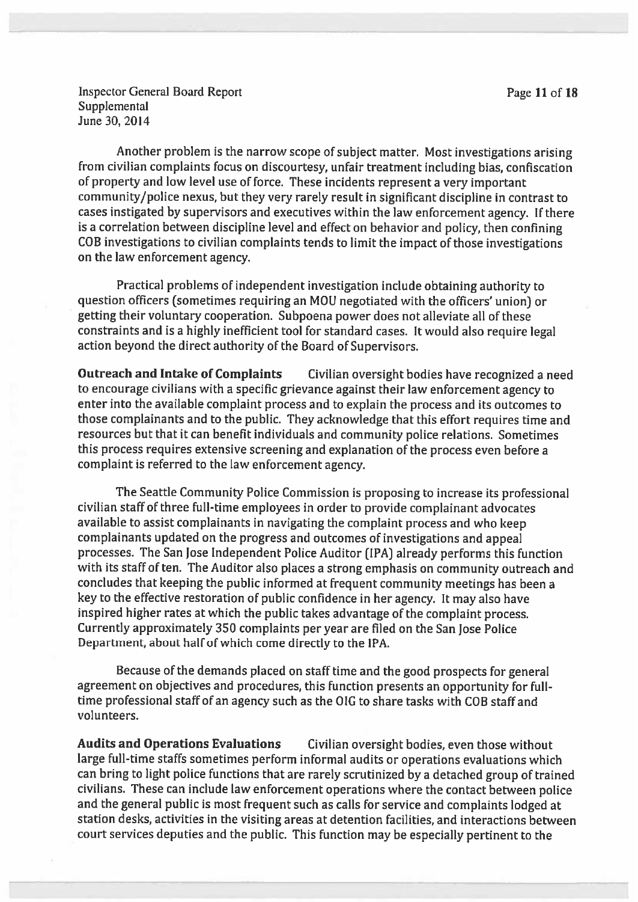Another problem is the narrow scope of subject matter. Most investigations arising from civilian complaints focus on discourtesy, unfair treatment including bias, confiscation of property and low level use of force. These incidents represent a very important community/police nexus, but they very rarely result in significant discipline in contrast to cases instigated by supervisors and executives within the law enforcement agency. If there is a correlation between discipline level and effect on behavior and policy, then confining COB investigations to civilian complaints tends to limit the impact of those investigations on the law enforcement agency.

Practical problems of independent investigation include obtaining authority to question officers (sometimes requiring an MOU negotiated with the officers' union) or getting their voluntary cooperation. Subpoena power does not alleviate all of these constraints and is a highly inefficient tool for standard cases. It would also require legal action beyond the direct authority of the Board of Supervisors.

**Outreach and Intake of Complaints** Civilian oversight bodies have recognized a need to encourage civilians with a specific grievance against their law enforcement agency to enter into the available complaint process and to explain the process and its outcomes to those complainants and to the public. They acknowledge that this effort requires time and resources but that it can benefit individuals and community police relations. Sometimes this process requires extensive screening and explanation of the process even before a complaint is referred to the law enforcement agency.

The Seattle Community Police Commission is proposing to increase its professional civilian staff of three full-time employees in order to provide complainant advocates available to assist complainants in navigating the complaint process and who keep complainants updated on the progress and outcomes of investigations and appeal processes. The San Jose Independent Police Auditor (IPA) already performs this function with its staff of ten. The Auditor also places a strong emphasis on community outreach and concludes that keeping the public informed at frequent community meetings has been a key to the effective restoration of public confidence in her agency. It may also have inspired higher rates at which the public takes advantage of the complaint process. Currently approximately 350 complaints per year are filed on the San Jose Police Department, about half of which come directly to the IPA.

Because of the demands placed on staff time and the good prospects for general agreement on objectives and procedures, this function presents an opportunity for full-time professional staff of an agency such as the OIG to share tasks with COB staff and volunteers.

**Audits and Operations Evaluations** Civilian oversight bodies, even those without large full-time staffs sometimes perform informal audits or operations evaluations which can bring to light police functions that are rarely scrutinized by a detached group of trained civilians. These can include law enforcement operations where the contact between police and the general public is most frequent such as calls for service and complaints lodged at station desks, activities in the visiting areas at detention facilities, and interactions between court services deputies and the public. This function may be especially pertinent to the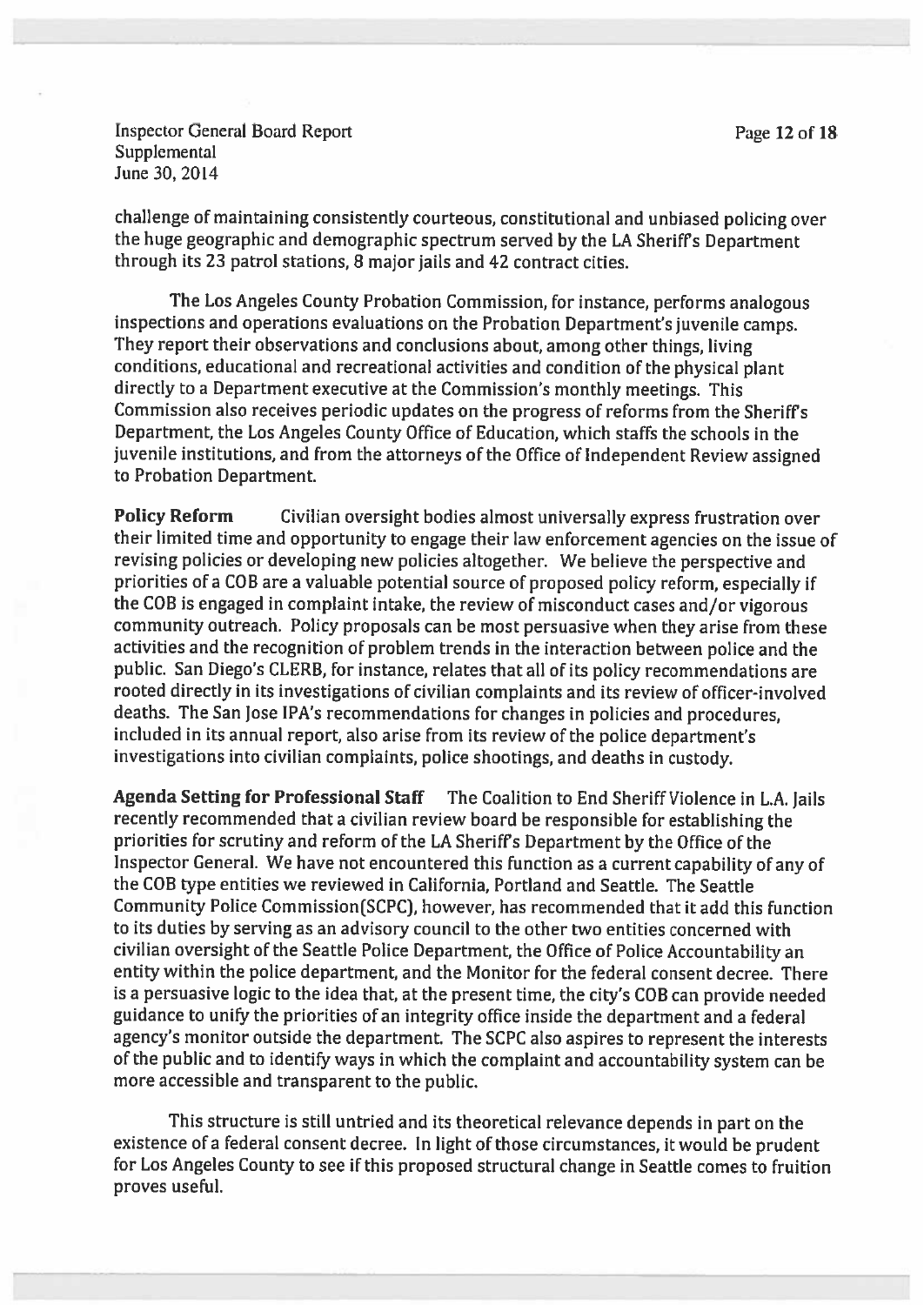challenge of maintaining consistently courteous, constitutional and unbiased policing over the huge geographic and demographic spectrum served by the LA Sheriff's Department through its 23 patrol stations, 8 major jails and 42 contract cities.

The Los Angeles County Probation Commission, for instance, performs analogous inspections and operations evaluations on the Probation Department's juvenile camps. They report their observations and conclusions about, among other things, living conditions, educational and recreational activities and condition of the physical plant directly to a Department executive at the Commission's monthly meetings. This Commission also receives periodic updates on the progress of reforms from the Sheriff's Department, the Los Angeles County Office of Education, which staffs the schools in the juvenile institutions, and from the attorneys of the Office of Independent Review assigned to Probation Department.

**Policy Reform** Civilian oversight bodies almost universally express frustration over their limited time and opportunity to engage their law enforcement agencies on the issue of revising policies or developing new policies altogether. We believe the perspective and priorities of a COB are a valuable potential source of proposed policy reform, especially if the COB is engaged in complaint intake, the review of misconduct cases and/or vigorous community outreach. Policy proposals can be most persuasive when they arise from these activities and the recognition of problem trends in the interaction between police and the public. San Diego's CLERB, for instance, relates that all of its policy recommendations are rooted directly in its investigations of civilian complaints and its review of officer-involved deaths. The San Jose IPA's recommendations for changes in policies and procedures, included in its annual report, also arise from its review of the police department's investigations into civilian complaints, police shootings, and deaths in custody.

**Agenda Setting for Professional Staff** The Coalition to End Sheriff Violence in L.A. Jails recently recommended that a civilian review board be responsible for establishing the priorities for scrutiny and reform of the LA Sheriff's Department by the Office of the Inspector General. We have not encountered this function as a current capability of any of the COB type entities we reviewed in California, Portland and Seattle. The Seattle Community Police Commission(SCPC), however, has recommended that it add this function to its duties by serving as an advisory council to the other two entities concerned with civilian oversight of the Seattle Police Department, the Office of Police Accountability an entity within the police department, and the Monitor for the federal consent decree. There is a persuasive logic to the idea that, at the present time, the city's COB can provide needed guidance to unify the priorities of an integrity office inside the department and a federal agency's monitor outside the department. The SCPC also aspires to represent the interests of the public and to identify ways in which the complaint and accountability system can be more accessible and transparent to the public.

This structure is still untried and its theoretical relevance depends in part on the existence of a federal consent decree. In light of those circumstances, it would be prudent for Los Angeles County to see if this proposed structural change in Seattle comes to fruition proves useful.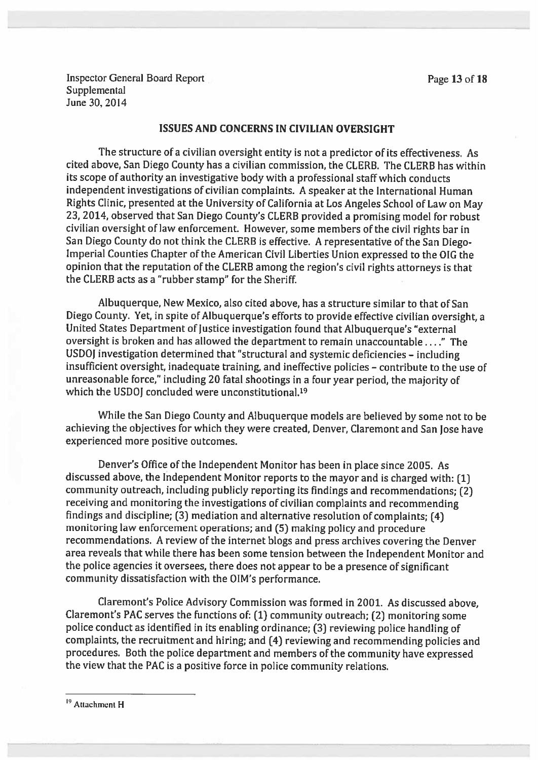## ISSUES AND CONCERNS IN CIVILIAN OVERSIGHT

The structure of a civilian oversight entity is not a predictor of its effectiveness. As cited above, San Diego County has a civilian commission, the CLERB. The CLERB has within its scope of authority an investigative body with a professional staff which conducts independent investigations of civilian complaints. A speaker at the International Human Rights Clinic, presented at the University of California at Los Angeles School of Law on May 23, 2014, observed that San Diego County's CLERB provided a promising model for robust civilian oversight of law enforcement. However, some members of the civil rights bar in San Diego County do not think the CLERB is effective. A representative of the San Diego-Imperial Counties Chapter of the American Civil Liberties Union expressed to the OIG the opinion that the reputation of the CLERB among the region's civil rights attorneys is that the CLERB acts as a "rubber stamp" for the Sheriff.

Albuquerque, New Mexico, also cited above, has a structure similar to that of San Diego County. Yet, in spite of Albuquerque's efforts to provide effective civilian oversight, a United States Department of Justice investigation found that Albuquerque's "external oversight is broken and has allowed the department to remain unaccountable . . . ." The USDOJ investigation determined that "structural and systemic deficiencies – including insufficient oversight, inadequate training, and ineffective policies – contribute to the use of unreasonable force," including 20 fatal shootings in a four year period, the majority of which the USDOJ concluded were unconstitutional.[19]

While the San Diego County and Albuquerque models are believed by some not to be achieving the objectives for which they were created, Denver, Claremont and San Jose have experienced more positive outcomes.

Denver's Office of the Independent Monitor has been in place since 2005. As discussed above, the Independent Monitor reports to the mayor and is charged with: (1) community outreach, including publicly reporting its findings and recommendations; (2) receiving and monitoring the investigations of civilian complaints and recommending findings and discipline; (3) mediation and alternative resolution of complaints; (4) monitoring law enforcement operations; and (5) making policy and procedure recommendations. A review of the internet blogs and press archives covering the Denver area reveals that while there has been some tension between the Independent Monitor and the police agencies it oversees, there does not appear to be a presence of significant community dissatisfaction with the OIM's performance.

Claremont's Police Advisory Commission was formed in 2001. As discussed above, Claremont's PAC serves the functions of: (1) community outreach; (2) monitoring some police conduct as identified in its enabling ordinance; (3) reviewing police handling of complaints, the recruitment and hiring; and (4) reviewing and recommending policies and procedures. Both the police department and members of the community have expressed the view that the PAC is a positive force in police community relations.

---

[19] Attachment H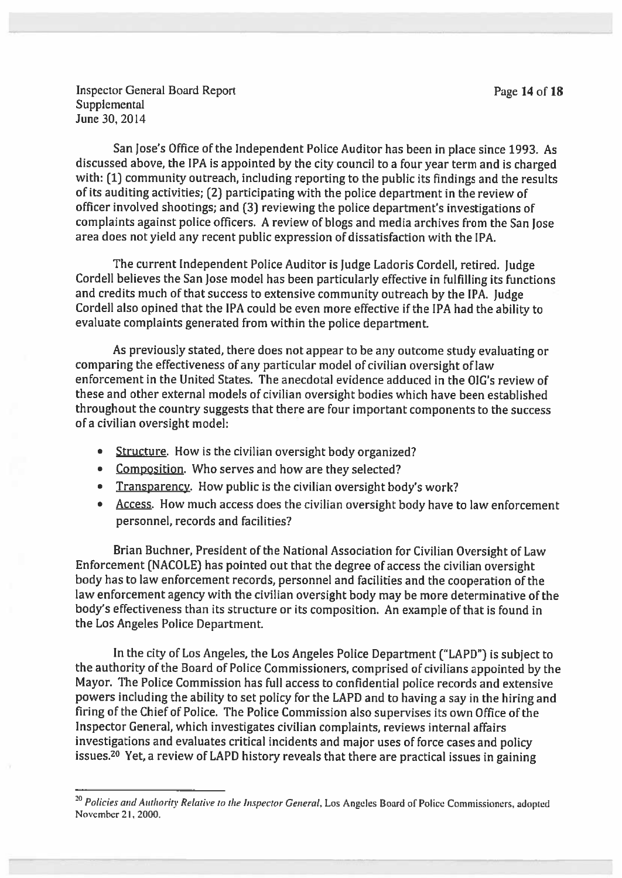San Jose's Office of the Independent Police Auditor has been in place since 1993. As discussed above, the IPA is appointed by the city council to a four year term and is charged with: (1) community outreach, including reporting to the public its findings and the results of its auditing activities; (2) participating with the police department in the review of officer involved shootings; and (3) reviewing the police department's investigations of complaints against police officers. A review of blogs and media archives from the San Jose area does not yield any recent public expression of dissatisfaction with the IPA.

The current Independent Police Auditor is Judge Ladoris Cordell, retired. Judge Cordell believes the San Jose model has been particularly effective in fulfilling its functions and credits much of that success to extensive community outreach by the IPA. Judge Cordell also opined that the IPA could be even more effective if the IPA had the ability to evaluate complaints generated from within the police department.

As previously stated, there does not appear to be any outcome study evaluating or comparing the effectiveness of any particular model of civilian oversight of law enforcement in the United States. The anecdotal evidence adduced in the OIG's review of these and other external models of civilian oversight bodies which have been established throughout the country suggests that there are four important components to the success of a civilian oversight model:

- Structure. How is the civilian oversight body organized?
- Composition. Who serves and how are they selected?
- Transparency. How public is the civilian oversight body's work?
- Access. How much access does the civilian oversight body have to law enforcement personnel, records and facilities?

Brian Buchner, President of the National Association for Civilian Oversight of Law Enforcement (NACOLE) has pointed out that the degree of access the civilian oversight body has to law enforcement records, personnel and facilities and the cooperation of the law enforcement agency with the civilian oversight body may be more determinative of the body's effectiveness than its structure or its composition. An example of that is found in the Los Angeles Police Department.

In the city of Los Angeles, the Los Angeles Police Department ("LAPD") is subject to the authority of the Board of Police Commissioners, comprised of civilians appointed by the Mayor. The Police Commission has full access to confidential police records and extensive powers including the ability to set policy for the LAPD and to having a say in the hiring and firing of the Chief of Police. The Police Commission also supervises its own Office of the Inspector General, which investigates civilian complaints, reviews internal affairs investigations and evaluates critical incidents and major uses of force cases and policy issues.[20] Yet, a review of LAPD history reveals that there are practical issues in gaining

[20] *Policies and Authority Relative to the Inspector General*, Los Angeles Board of Police Commissioners, adopted November 21, 2000.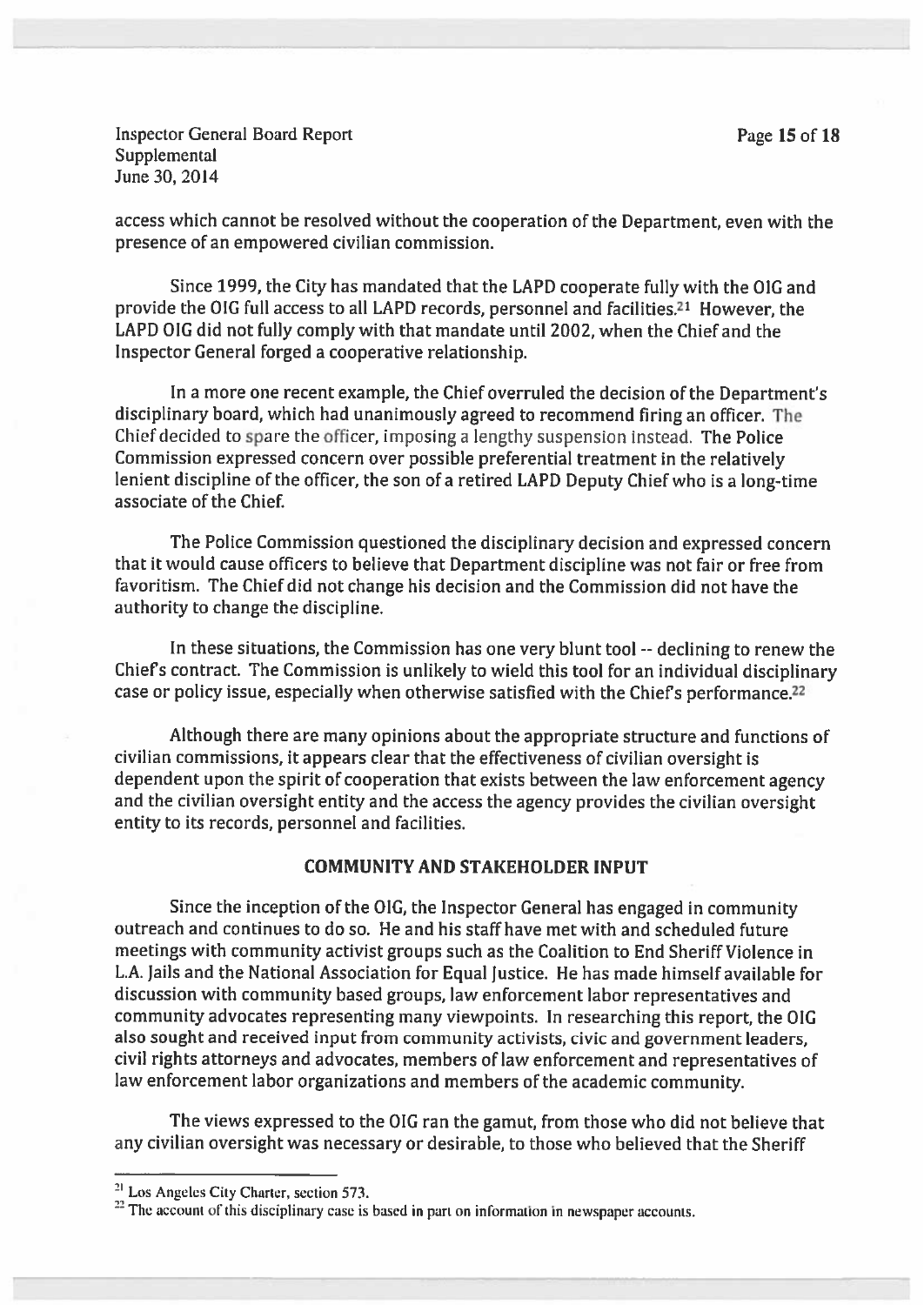access which cannot be resolved without the cooperation of the Department, even with the presence of an empowered civilian commission.

Since 1999, the City has mandated that the LAPD cooperate fully with the OIG and provide the OIG full access to all LAPD records, personnel and facilities.[21] However, the LAPD OIG did not fully comply with that mandate until 2002, when the Chief and the Inspector General forged a cooperative relationship.

In a more one recent example, the Chief overruled the decision of the Department's disciplinary board, which had unanimously agreed to recommend firing an officer. The Chief decided to spare the officer, imposing a lengthy suspension instead. The Police Commission expressed concern over possible preferential treatment in the relatively lenient discipline of the officer, the son of a retired LAPD Deputy Chief who is a long-time associate of the Chief.

The Police Commission questioned the disciplinary decision and expressed concern that it would cause officers to believe that Department discipline was not fair or free from favoritism. The Chief did not change his decision and the Commission did not have the authority to change the discipline.

In these situations, the Commission has one very blunt tool -- declining to renew the Chief's contract. The Commission is unlikely to wield this tool for an individual disciplinary case or policy issue, especially when otherwise satisfied with the Chief's performance.[22]

Although there are many opinions about the appropriate structure and functions of civilian commissions, it appears clear that the effectiveness of civilian oversight is dependent upon the spirit of cooperation that exists between the law enforcement agency and the civilian oversight entity and the access the agency provides the civilian oversight entity to its records, personnel and facilities.

## COMMUNITY AND STAKEHOLDER INPUT

Since the inception of the OIG, the Inspector General has engaged in community outreach and continues to do so. He and his staff have met with and scheduled future meetings with community activist groups such as the Coalition to End Sheriff Violence in L.A. Jails and the National Association for Equal Justice. He has made himself available for discussion with community based groups, law enforcement labor representatives and community advocates representing many viewpoints. In researching this report, the OIG also sought and received input from community activists, civic and government leaders, civil rights attorneys and advocates, members of law enforcement and representatives of law enforcement labor organizations and members of the academic community.

The views expressed to the OIG ran the gamut, from those who did not believe that any civilian oversight was necessary or desirable, to those who believed that the Sheriff

---

[21] Los Angeles City Charter, section 573.

[22] The account of this disciplinary case is based in part on information in newspaper accounts.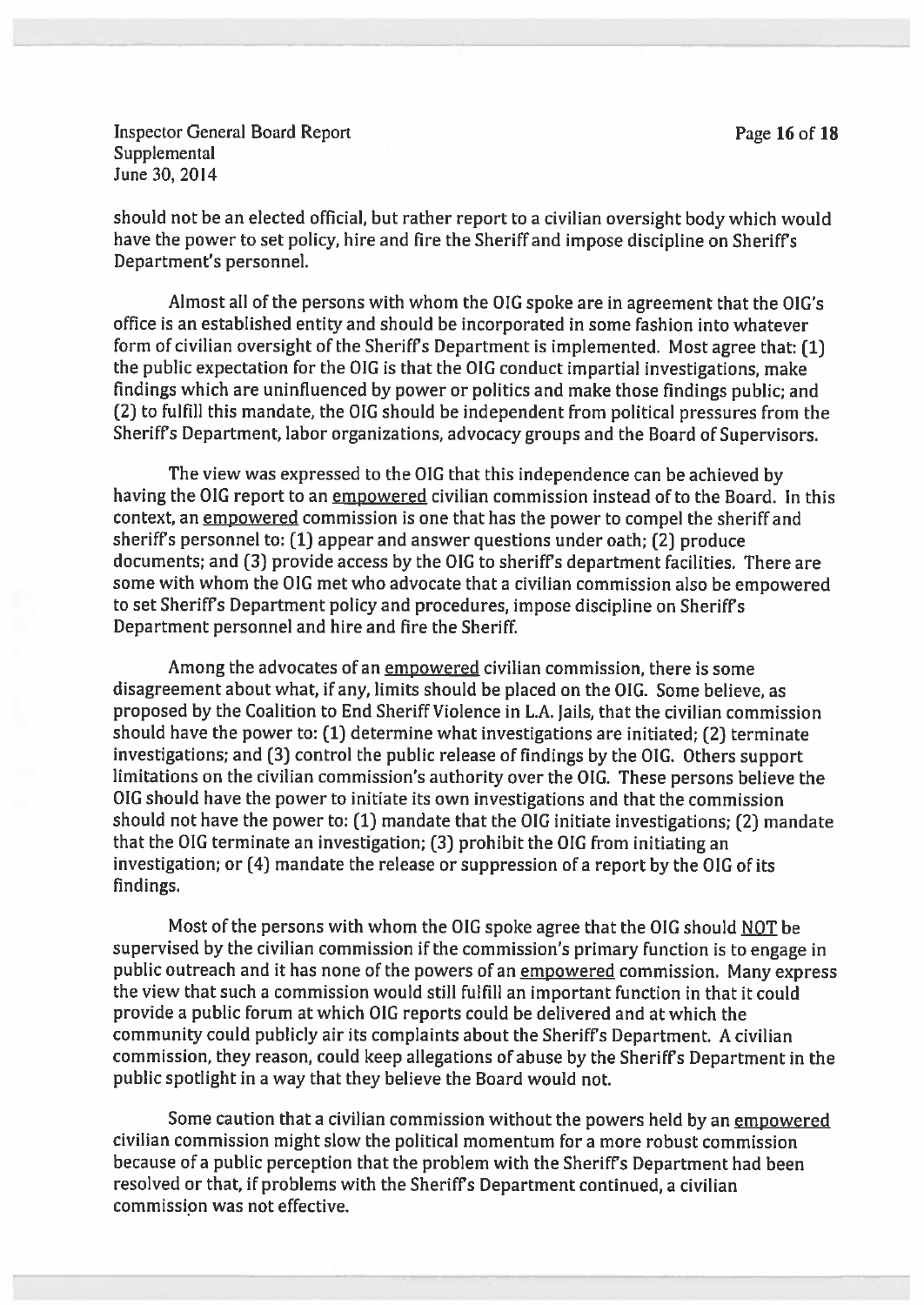should not be an elected official, but rather report to a civilian oversight body which would have the power to set policy, hire and fire the Sheriff and impose discipline on Sheriff's Department's personnel.

Almost all of the persons with whom the OIG spoke are in agreement that the OIG's office is an established entity and should be incorporated in some fashion into whatever form of civilian oversight of the Sheriff's Department is implemented. Most agree that: (1) the public expectation for the OIG is that the OIG conduct impartial investigations, make findings which are uninfluenced by power or politics and make those findings public; and (2) to fulfill this mandate, the OIG should be independent from political pressures from the Sheriff's Department, labor organizations, advocacy groups and the Board of Supervisors.

The view was expressed to the OIG that this independence can be achieved by having the OIG report to an <u>empowered</u> civilian commission instead of to the Board. In this context, an <u>empowered</u> commission is one that has the power to compel the sheriff and sheriff's personnel to: (1) appear and answer questions under oath; (2) produce documents; and (3) provide access by the OIG to sheriff's department facilities. There are some with whom the OIG met who advocate that a civilian commission also be empowered to set Sheriff's Department policy and procedures, impose discipline on Sheriff's Department personnel and hire and fire the Sheriff.

Among the advocates of an <u>empowered</u> civilian commission, there is some disagreement about what, if any, limits should be placed on the OIG. Some believe, as proposed by the Coalition to End Sheriff Violence in L.A. Jails, that the civilian commission should have the power to: (1) determine what investigations are initiated; (2) terminate investigations; and (3) control the public release of findings by the OIG. Others support limitations on the civilian commission's authority over the OIG. These persons believe the OIG should have the power to initiate its own investigations and that the commission should not have the power to: (1) mandate that the OIG initiate investigations; (2) mandate that the OIG terminate an investigation; (3) prohibit the OIG from initiating an investigation; or (4) mandate the release or suppression of a report by the OIG of its findings.

Most of the persons with whom the OIG spoke agree that the OIG should <u>NOT</u> be supervised by the civilian commission if the commission's primary function is to engage in public outreach and it has none of the powers of an <u>empowered</u> commission. Many express the view that such a commission would still fulfill an important function in that it could provide a public forum at which OIG reports could be delivered and at which the community could publicly air its complaints about the Sheriff's Department. A civilian commission, they reason, could keep allegations of abuse by the Sheriff's Department in the public spotlight in a way that they believe the Board would not.

Some caution that a civilian commission without the powers held by an <u>empowered</u> civilian commission might slow the political momentum for a more robust commission because of a public perception that the problem with the Sheriff's Department had been resolved or that, if problems with the Sheriff's Department continued, a civilian commission was not effective.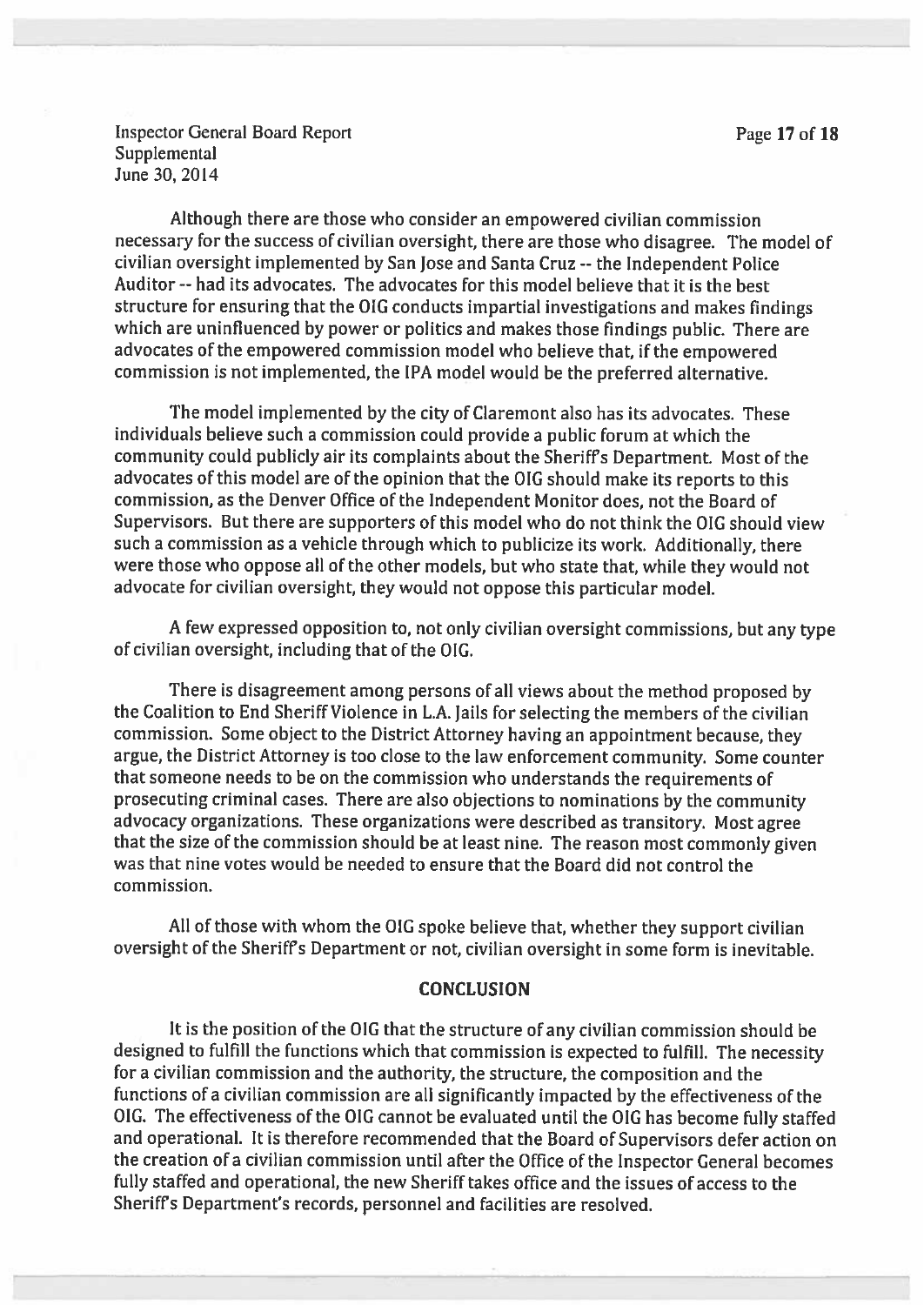Although there are those who consider an empowered civilian commission necessary for the success of civilian oversight, there are those who disagree. The model of civilian oversight implemented by San Jose and Santa Cruz -- the Independent Police Auditor -- had its advocates. The advocates for this model believe that it is the best structure for ensuring that the OIG conducts impartial investigations and makes findings which are uninfluenced by power or politics and makes those findings public. There are advocates of the empowered commission model who believe that, if the empowered commission is not implemented, the IPA model would be the preferred alternative.

The model implemented by the city of Claremont also has its advocates. These individuals believe such a commission could provide a public forum at which the community could publicly air its complaints about the Sheriff's Department. Most of the advocates of this model are of the opinion that the OIG should make its reports to this commission, as the Denver Office of the Independent Monitor does, not the Board of Supervisors. But there are supporters of this model who do not think the OIG should view such a commission as a vehicle through which to publicize its work. Additionally, there were those who oppose all of the other models, but who state that, while they would not advocate for civilian oversight, they would not oppose this particular model.

A few expressed opposition to, not only civilian oversight commissions, but any type of civilian oversight, including that of the OIG.

There is disagreement among persons of all views about the method proposed by the Coalition to End Sheriff Violence in L.A. Jails for selecting the members of the civilian commission. Some object to the District Attorney having an appointment because, they argue, the District Attorney is too close to the law enforcement community. Some counter that someone needs to be on the commission who understands the requirements of prosecuting criminal cases. There are also objections to nominations by the community advocacy organizations. These organizations were described as transitory. Most agree that the size of the commission should be at least nine. The reason most commonly given was that nine votes would be needed to ensure that the Board did not control the commission.

All of those with whom the OIG spoke believe that, whether they support civilian oversight of the Sheriff's Department or not, civilian oversight in some form is inevitable.

## CONCLUSION

It is the position of the OIG that the structure of any civilian commission should be designed to fulfill the functions which that commission is expected to fulfill. The necessity for a civilian commission and the authority, the structure, the composition and the functions of a civilian commission are all significantly impacted by the effectiveness of the OIG. The effectiveness of the OIG cannot be evaluated until the OIG has become fully staffed and operational. It is therefore recommended that the Board of Supervisors defer action on the creation of a civilian commission until after the Office of the Inspector General becomes fully staffed and operational, the new Sheriff takes office and the issues of access to the Sheriff's Department's records, personnel and facilities are resolved.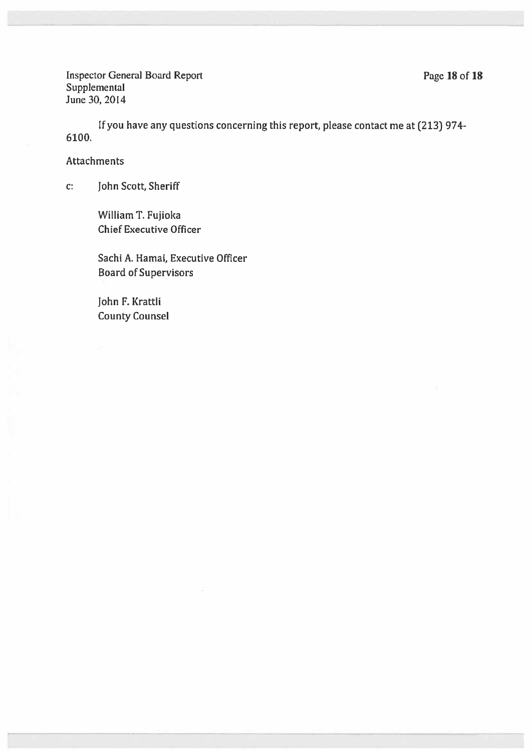If you have any questions concerning this report, please contact me at (213) 974-6100.

Attachments

c: John Scott, Sheriff

William T. Fujioka
Chief Executive Officer

Sachi A. Hamai, Executive Officer
Board of Supervisors

John F. Krattli
County Counsel